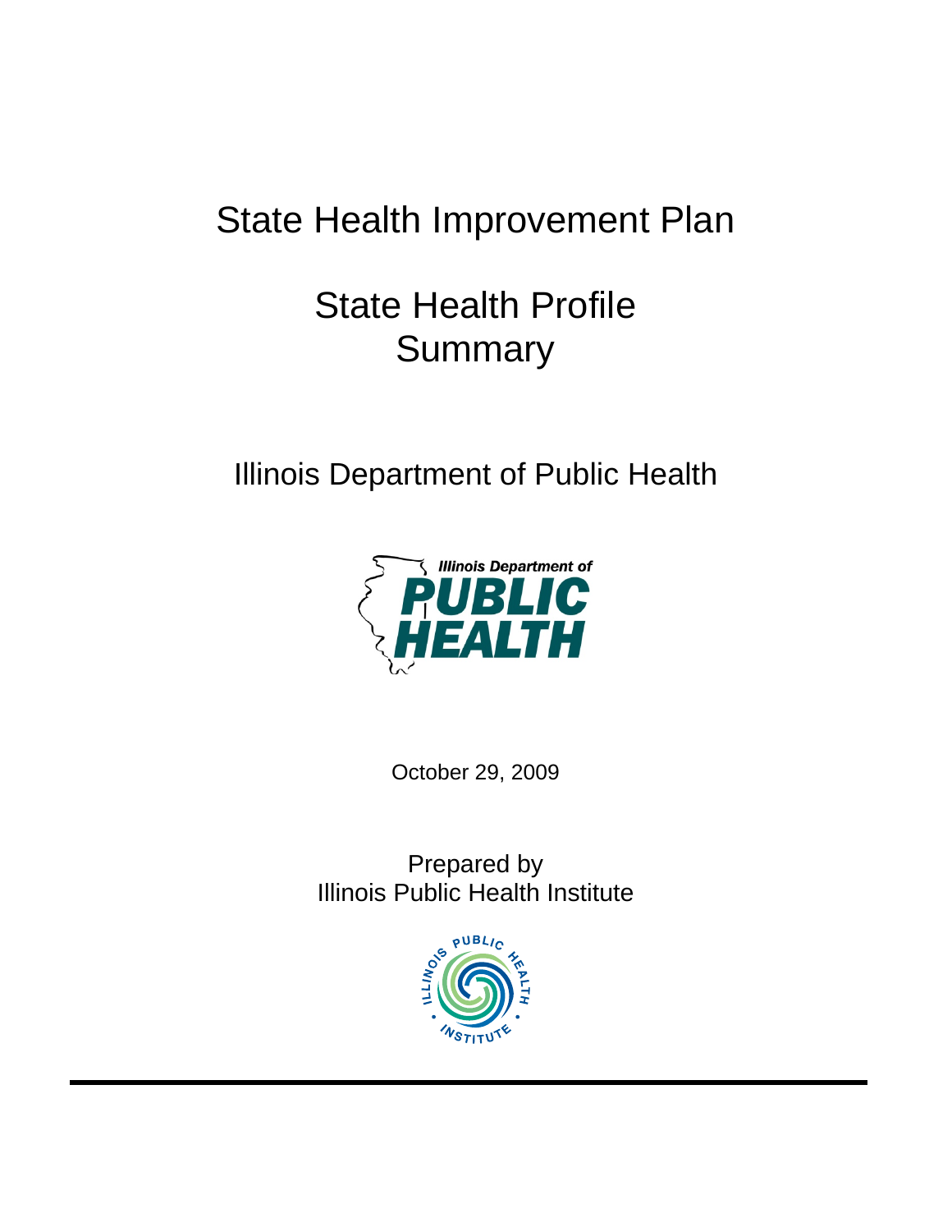# State Health Improvement Plan

# State Health Profile Summary

## Illinois Department of Public Health

October 29, 2009

Prepared by
Illinois Public Health Institute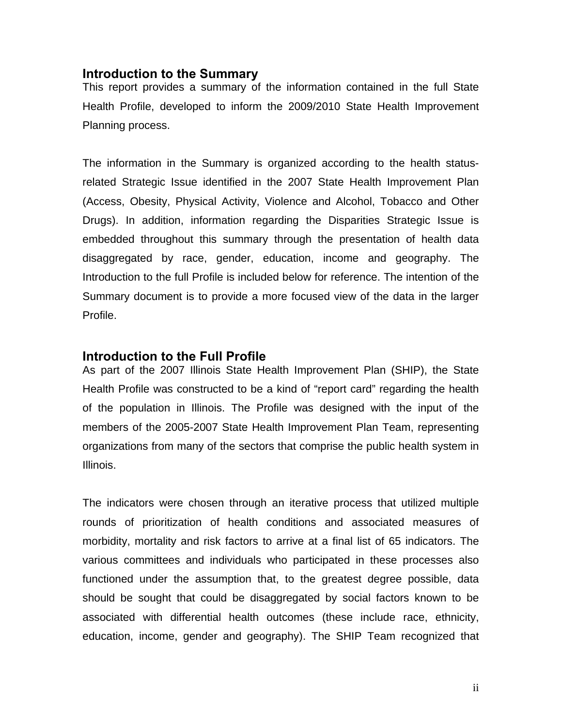## Introduction to the Summary

This report provides a summary of the information contained in the full State Health Profile, developed to inform the 2009/2010 State Health Improvement Planning process.

The information in the Summary is organized according to the health status-related Strategic Issue identified in the 2007 State Health Improvement Plan (Access, Obesity, Physical Activity, Violence and Alcohol, Tobacco and Other Drugs). In addition, information regarding the Disparities Strategic Issue is embedded throughout this summary through the presentation of health data disaggregated by race, gender, education, income and geography. The Introduction to the full Profile is included below for reference. The intention of the Summary document is to provide a more focused view of the data in the larger Profile.

## Introduction to the Full Profile

As part of the 2007 Illinois State Health Improvement Plan (SHIP), the State Health Profile was constructed to be a kind of "report card" regarding the health of the population in Illinois. The Profile was designed with the input of the members of the 2005-2007 State Health Improvement Plan Team, representing organizations from many of the sectors that comprise the public health system in Illinois.

The indicators were chosen through an iterative process that utilized multiple rounds of prioritization of health conditions and associated measures of morbidity, mortality and risk factors to arrive at a final list of 65 indicators. The various committees and individuals who participated in these processes also functioned under the assumption that, to the greatest degree possible, data should be sought that could be disaggregated by social factors known to be associated with differential health outcomes (these include race, ethnicity, education, income, gender and geography). The SHIP Team recognized that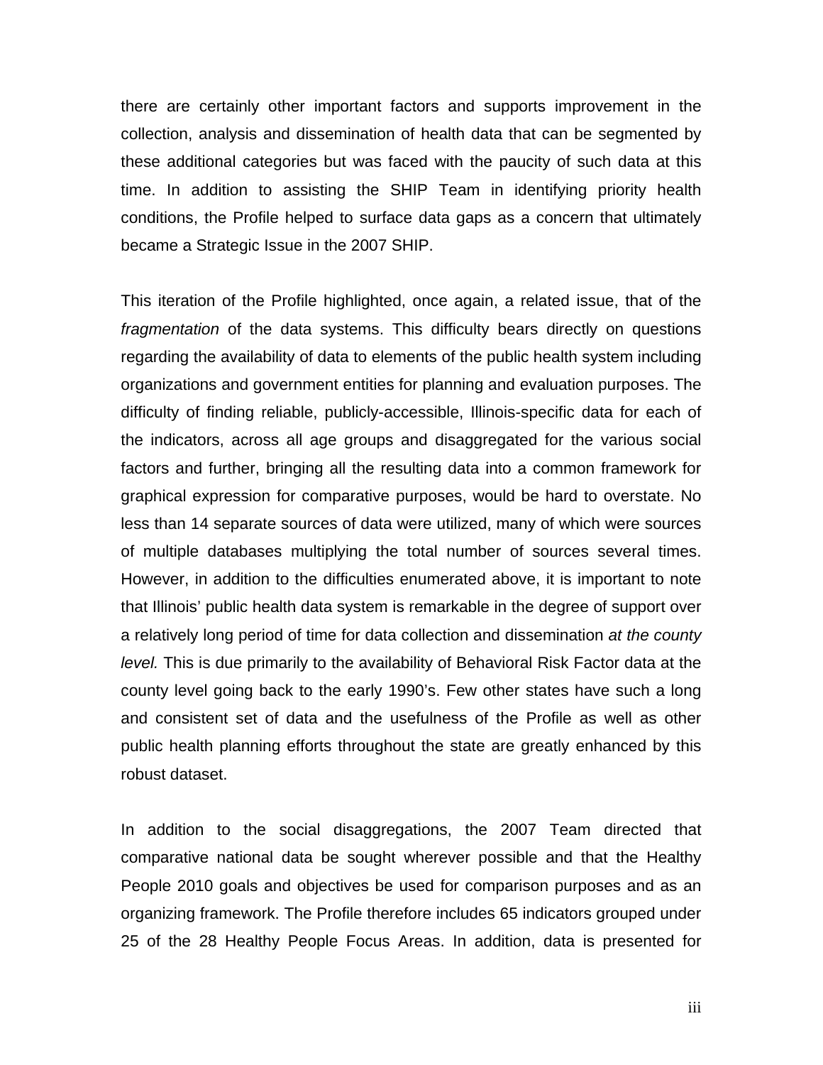there are certainly other important factors and supports improvement in the collection, analysis and dissemination of health data that can be segmented by these additional categories but was faced with the paucity of such data at this time. In addition to assisting the SHIP Team in identifying priority health conditions, the Profile helped to surface data gaps as a concern that ultimately became a Strategic Issue in the 2007 SHIP.

This iteration of the Profile highlighted, once again, a related issue, that of the *fragmentation* of the data systems. This difficulty bears directly on questions regarding the availability of data to elements of the public health system including organizations and government entities for planning and evaluation purposes. The difficulty of finding reliable, publicly-accessible, Illinois-specific data for each of the indicators, across all age groups and disaggregated for the various social factors and further, bringing all the resulting data into a common framework for graphical expression for comparative purposes, would be hard to overstate. No less than 14 separate sources of data were utilized, many of which were sources of multiple databases multiplying the total number of sources several times. However, in addition to the difficulties enumerated above, it is important to note that Illinois' public health data system is remarkable in the degree of support over a relatively long period of time for data collection and dissemination *at the county level.* This is due primarily to the availability of Behavioral Risk Factor data at the county level going back to the early 1990's. Few other states have such a long and consistent set of data and the usefulness of the Profile as well as other public health planning efforts throughout the state are greatly enhanced by this robust dataset.

In addition to the social disaggregations, the 2007 Team directed that comparative national data be sought wherever possible and that the Healthy People 2010 goals and objectives be used for comparison purposes and as an organizing framework. The Profile therefore includes 65 indicators grouped under 25 of the 28 Healthy People Focus Areas. In addition, data is presented for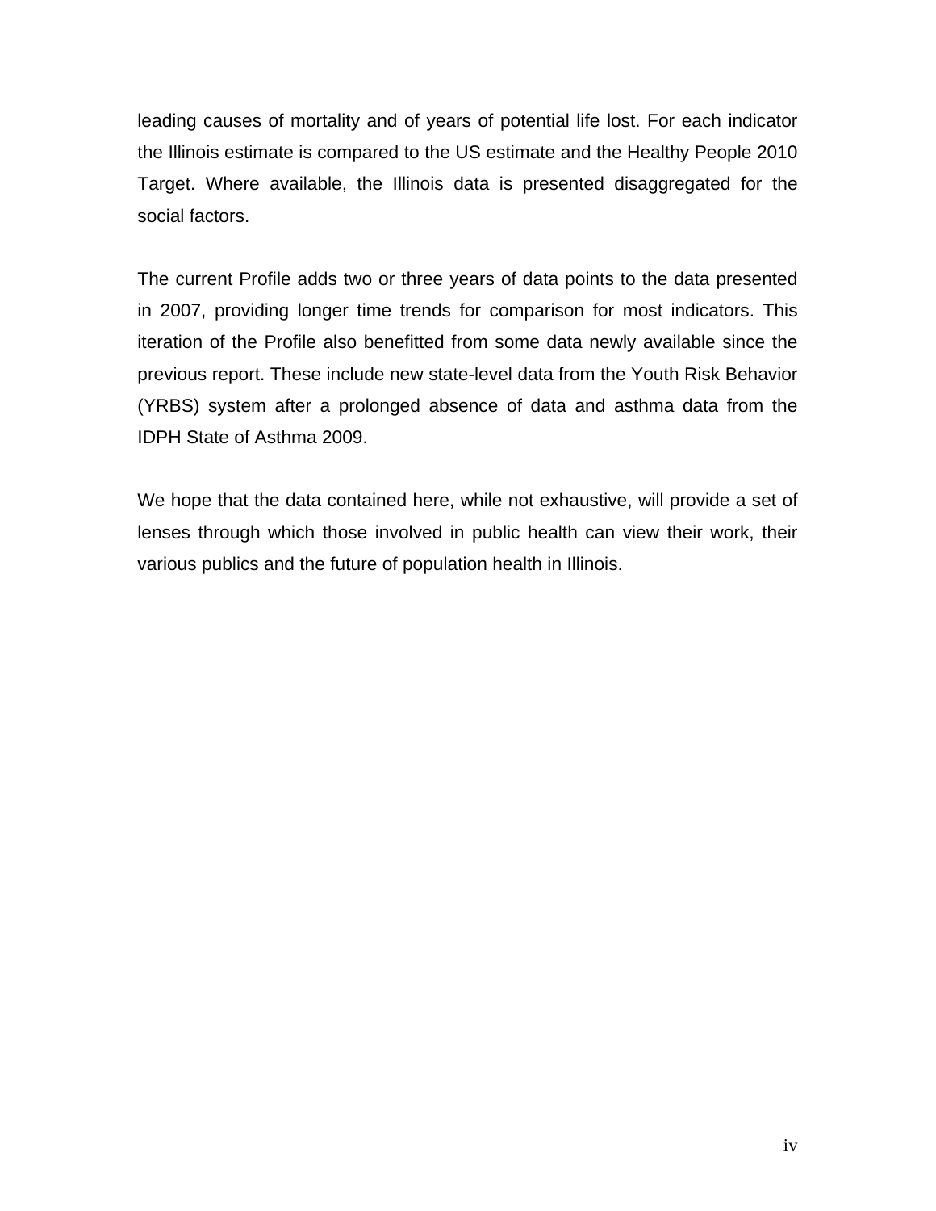leading causes of mortality and of years of potential life lost. For each indicator the Illinois estimate is compared to the US estimate and the Healthy People 2010 Target. Where available, the Illinois data is presented disaggregated for the social factors.

The current Profile adds two or three years of data points to the data presented in 2007, providing longer time trends for comparison for most indicators. This iteration of the Profile also benefitted from some data newly available since the previous report. These include new state-level data from the Youth Risk Behavior (YRBS) system after a prolonged absence of data and asthma data from the IDPH State of Asthma 2009.

We hope that the data contained here, while not exhaustive, will provide a set of lenses through which those involved in public health can view their work, their various publics and the future of population health in Illinois.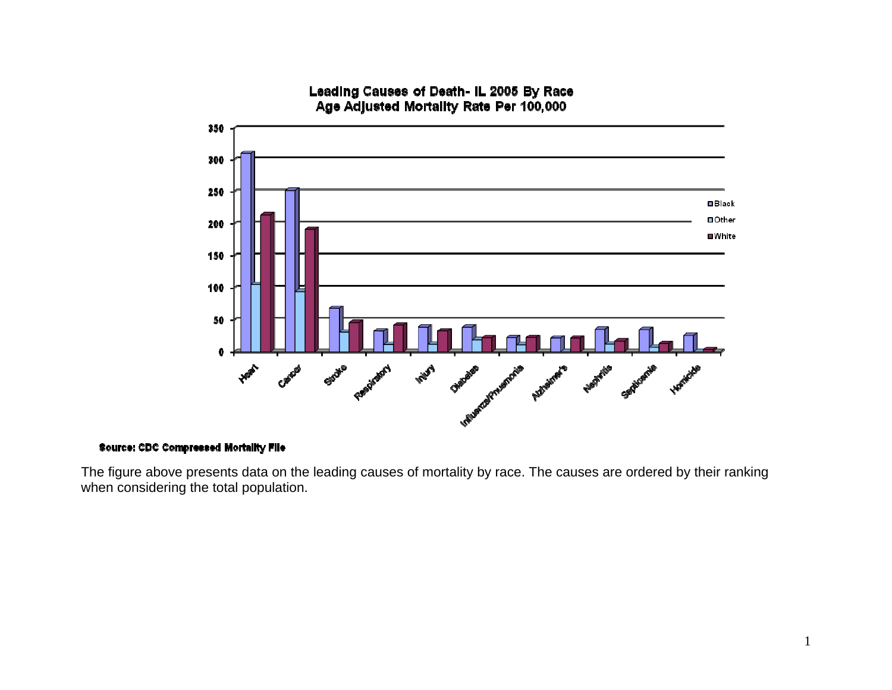**Leading Causes of Death- IL 2005 By Race**
**Age Adjusted Mortality Rate Per 100,000**

**Source: CDC Compressed Mortality File**

The figure above presents data on the leading causes of mortality by race. The causes are ordered by their ranking when considering the total population.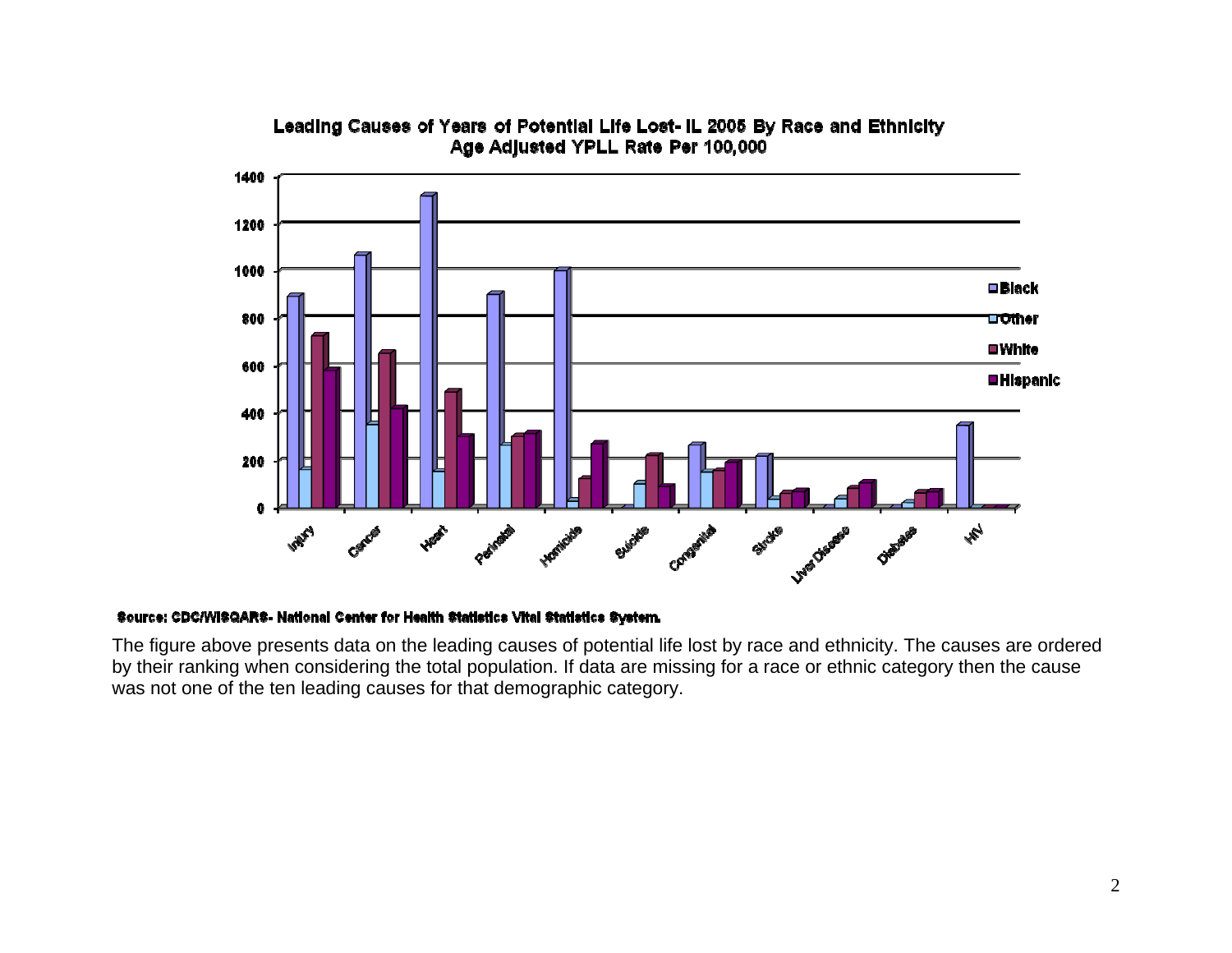**Leading Causes of Years of Potential Life Lost- IL 2005 By Race and Ethnicity**
**Age Adjusted YPLL Rate Per 100,000**

Source: CDC/WISQARS- National Center for Health Statistics Vital Statistics System.

The figure above presents data on the leading causes of potential life lost by race and ethnicity. The causes are ordered by their ranking when considering the total population. If data are missing for a race or ethnic category then the cause was not one of the ten leading causes for that demographic category.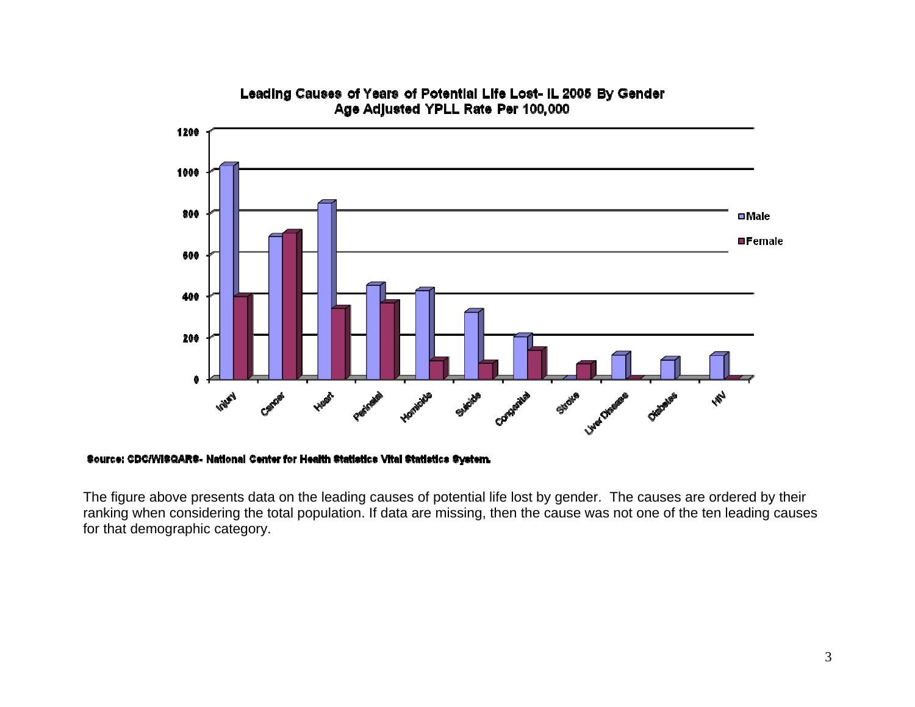**Leading Causes of Years of Potential Life Lost- IL 2005 By Gender**
**Age Adjusted YPLL Rate Per 100,000**

**Source: CDC/WISQARS- National Center for Health Statistics Vital Statistics System.**

The figure above presents data on the leading causes of potential life lost by gender. The causes are ordered by their ranking when considering the total population. If data are missing, then the cause was not one of the ten leading causes for that demographic category.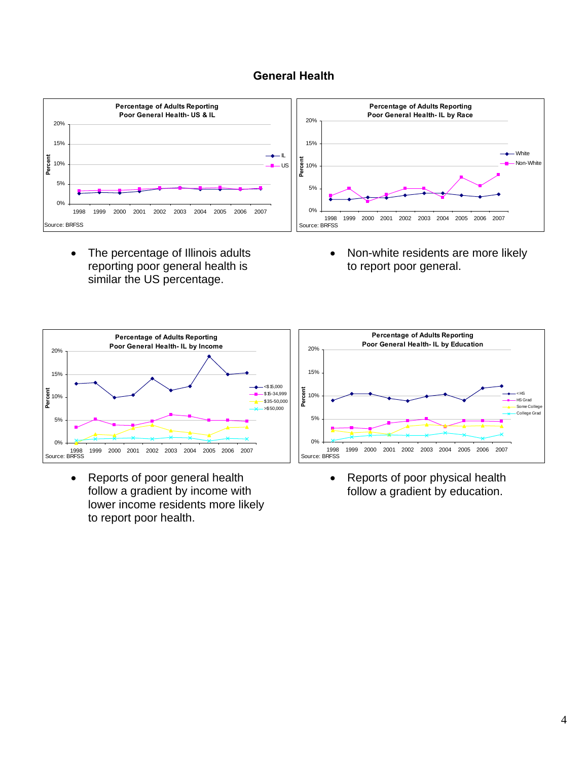# General Health

**Percentage of Adults Reporting Poor General Health- US & IL**

Source: BRFSS

- The percentage of Illinois adults reporting poor general health is similar the US percentage.

**Percentage of Adults Reporting Poor General Health- IL by Race**

Source: BRFSS

- Non-white residents are more likely to report poor general.

**Percentage of Adults Reporting Poor General Health- IL by Income**

Source: BRFSS

- Reports of poor general health follow a gradient by income with lower income residents more likely to report poor health.

**Percentage of Adults Reporting Poor General Health- IL by Education**

Source: BRFSS

- Reports of poor physical health follow a gradient by education.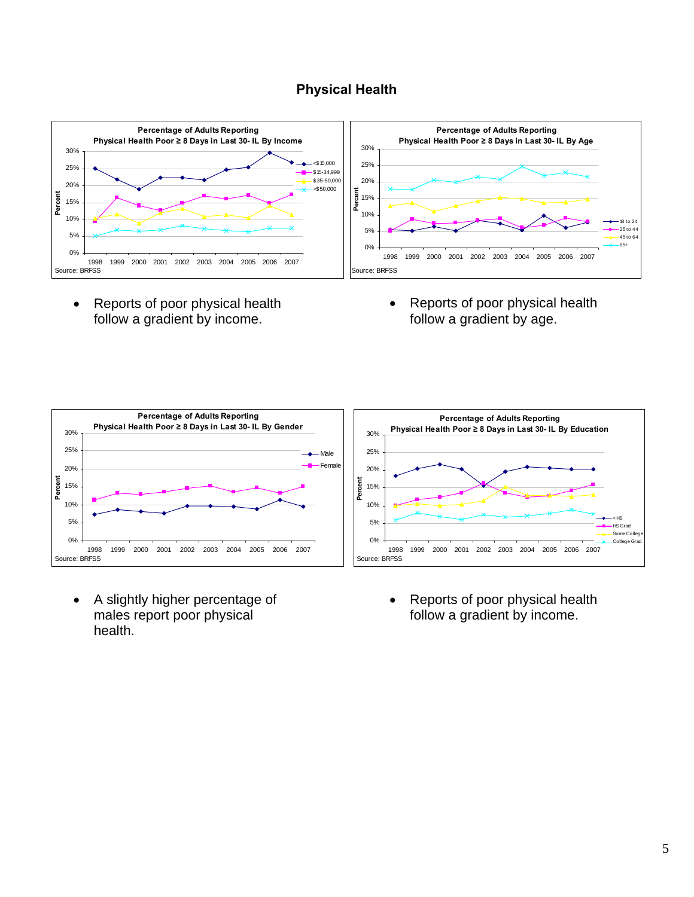# Physical Health

**Percentage of Adults Reporting Physical Health Poor ≥ 8 Days in Last 30- IL By Income**

Source: BRFSS

- Reports of poor physical health follow a gradient by income.

**Percentage of Adults Reporting Physical Health Poor ≥ 8 Days in Last 30- IL By Age**

Source: BRFSS

- Reports of poor physical health follow a gradient by age.

**Percentage of Adults Reporting Physical Health Poor ≥ 8 Days in Last 30- IL By Gender**

Source: BRFSS

- A slightly higher percentage of males report poor physical health.

**Percentage of Adults Reporting Physical Health Poor ≥ 8 Days in Last 30- IL By Education**

Source: BRFSS

- Reports of poor physical health follow a gradient by income.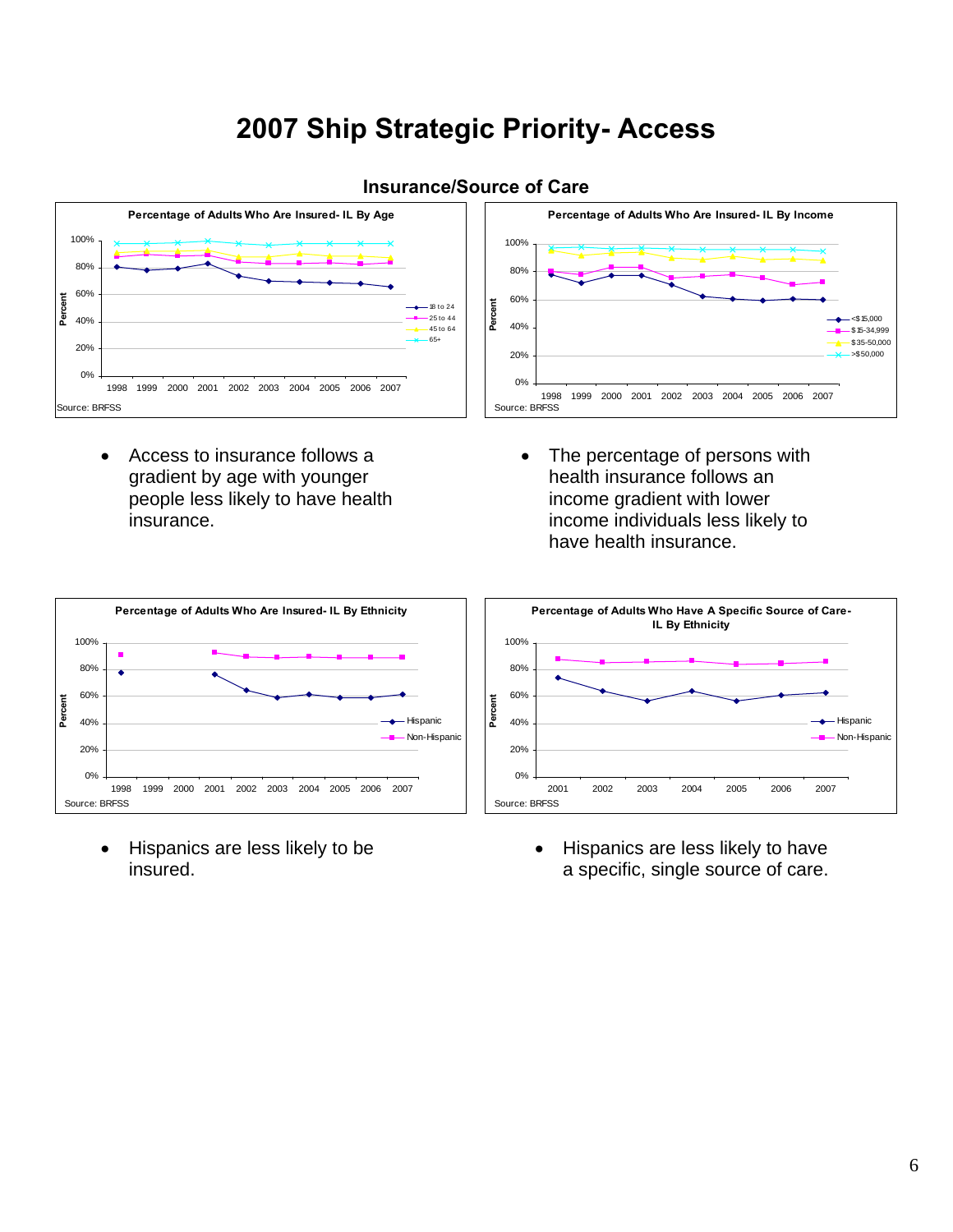# 2007 Ship Strategic Priority- Access

## Insurance/Source of Care

**Percentage of Adults Who Are Insured- IL By Age**

Source: BRFSS

- Access to insurance follows a gradient by age with younger people less likely to have health insurance.

**Percentage of Adults Who Are Insured- IL By Income**

Source: BRFSS

- The percentage of persons with health insurance follows an income gradient with lower income individuals less likely to have health insurance.

**Percentage of Adults Who Are Insured- IL By Ethnicity**

Source: BRFSS

- Hispanics are less likely to be insured.

**Percentage of Adults Who Have A Specific Source of Care- IL By Ethnicity**

Source: BRFSS

- Hispanics are less likely to have a specific, single source of care.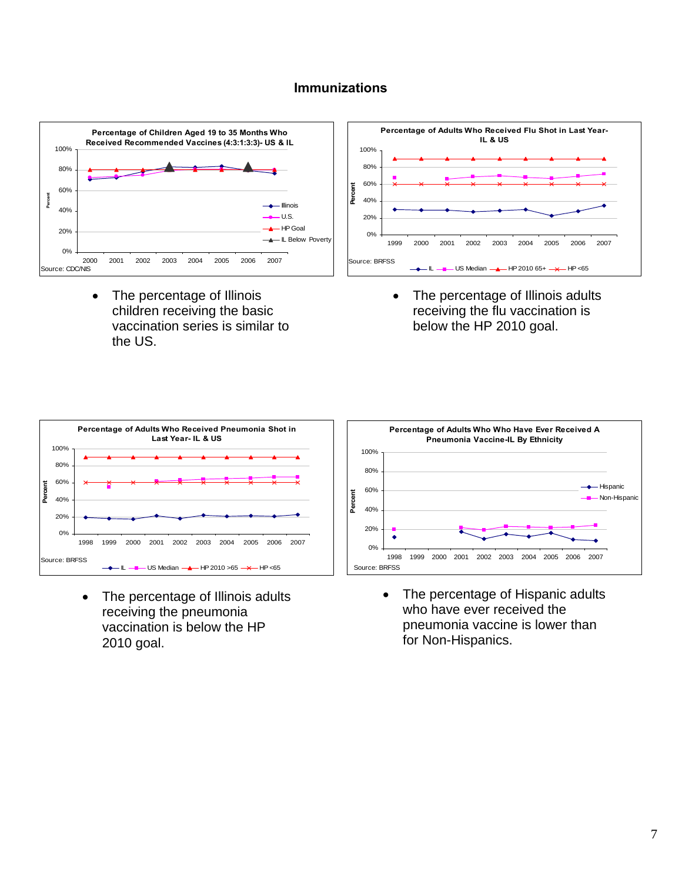# Immunizations

**Percentage of Children Aged 19 to 35 Months Who Received Recommended Vaccines (4:3:1:3:3)- US & IL**

Source: CDC/NIS

- The percentage of Illinois children receiving the basic vaccination series is similar to the US.

**Percentage of Adults Who Received Flu Shot in Last Year- IL & US**

Source: BRFSS

- The percentage of Illinois adults receiving the flu vaccination is below the HP 2010 goal.

**Percentage of Adults Who Received Pneumonia Shot in Last Year- IL & US**

Source: BRFSS

- The percentage of Illinois adults receiving the pneumonia vaccination is below the HP 2010 goal.

**Percentage of Adults Who Who Have Ever Received A Pneumonia Vaccine-IL By Ethnicity**

Source: BRFSS

- The percentage of Hispanic adults who have ever received the pneumonia vaccine is lower than for Non-Hispanics.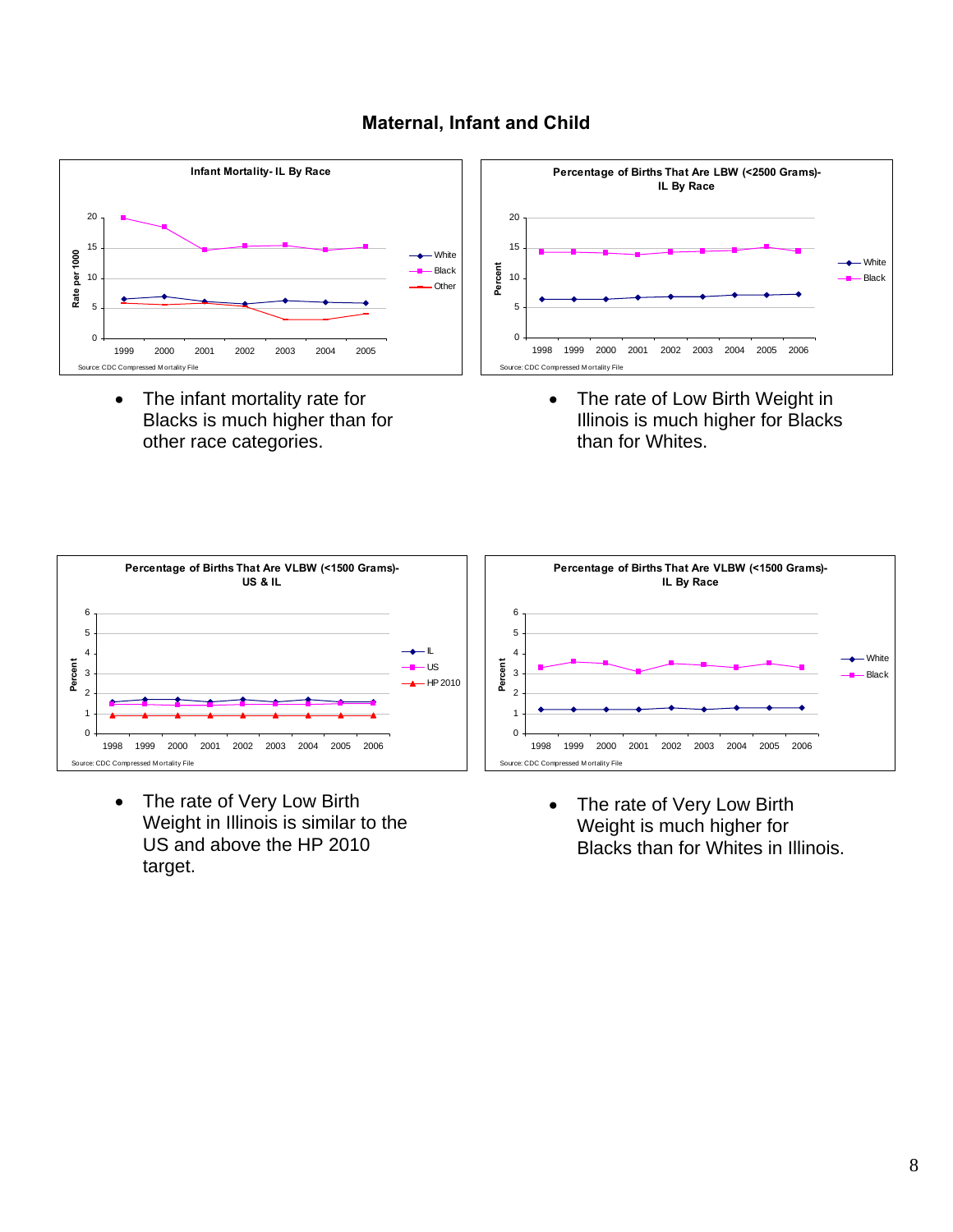## Maternal, Infant and Child

- The infant mortality rate for Blacks is much higher than for other race categories.

- The rate of Low Birth Weight in Illinois is much higher for Blacks than for Whites.

- The rate of Very Low Birth Weight in Illinois is similar to the US and above the HP 2010 target.

- The rate of Very Low Birth Weight is much higher for Blacks than for Whites in Illinois.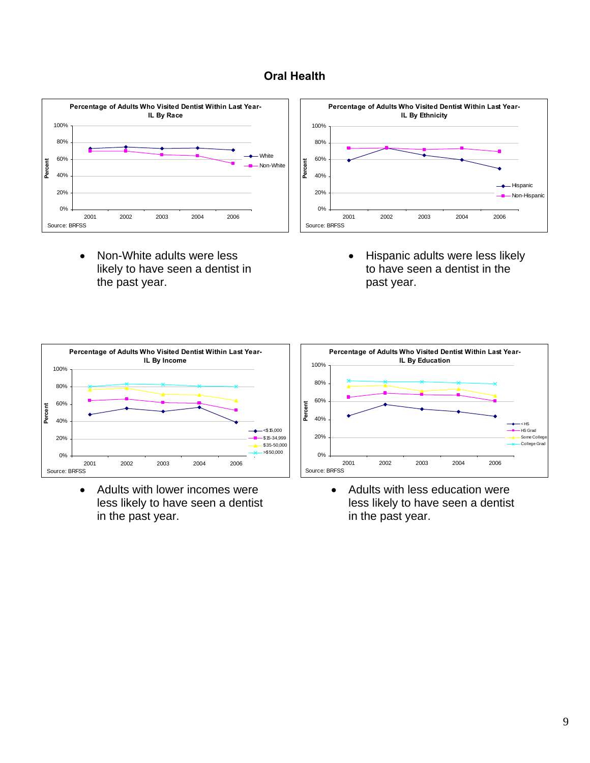# Oral Health

**Percentage of Adults Who Visited Dentist Within Last Year- IL By Race**

Source: BRFSS

- Non-White adults were less likely to have seen a dentist in the past year.

**Percentage of Adults Who Visited Dentist Within Last Year- IL By Ethnicity**

Source: BRFSS

- Hispanic adults were less likely to have seen a dentist in the past year.

**Percentage of Adults Who Visited Dentist Within Last Year- IL By Income**

Source: BRFSS

- Adults with lower incomes were less likely to have seen a dentist in the past year.

**Percentage of Adults Who Visited Dentist Within Last Year- IL By Education**

Source: BRFSS

- Adults with less education were less likely to have seen a dentist in the past year.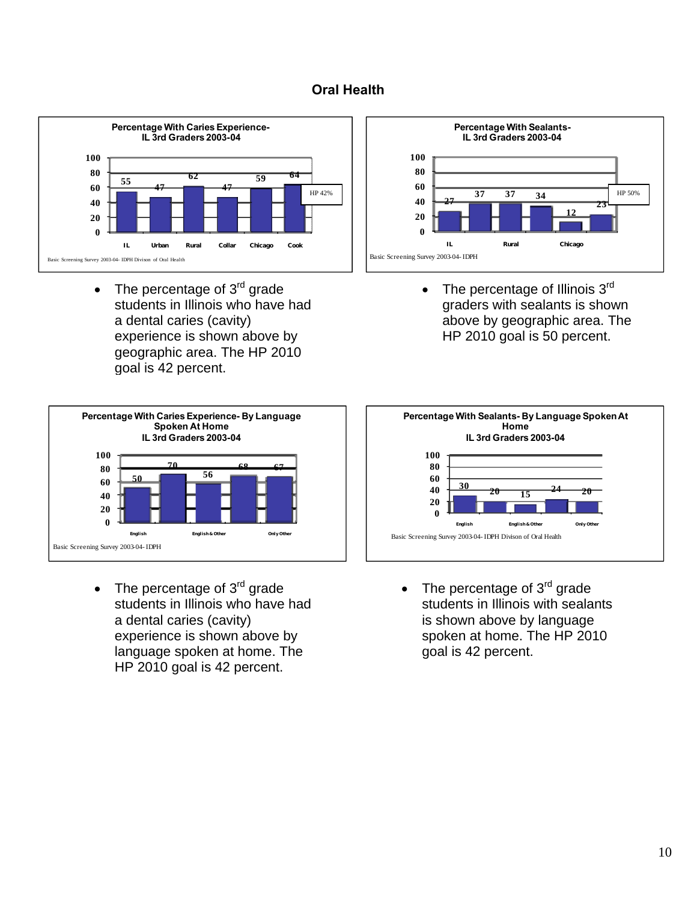# Oral Health

**Percentage With Caries Experience- IL 3rd Graders 2003-04**

| IL | Urban | Rural | Collar | Chicago | Cook |
|---|---|---|---|---|---|
| 55 | 47 | 62 | 47 | 59 | 64 |

HP 42%

Basic Screening Survey 2003-04- IDPH Divison of Oral Health

- The percentage of 3rd grade students in Illinois who have had a dental caries (cavity) experience is shown above by geographic area. The HP 2010 goal is 42 percent.

**Percentage With Sealants- IL 3rd Graders 2003-04**

IL: 27, 37; Rural: 37, 34; Chicago: 12, 23

HP 50%

Basic Screening Survey 2003-04- IDPH

- The percentage of Illinois 3rd graders with sealants is shown above by geographic area. The HP 2010 goal is 50 percent.

**Percentage With Caries Experience- By Language Spoken At Home IL 3rd Graders 2003-04**

English: 50, 70; English & Other: 56, 68; Only Other: 67

Basic Screening Survey 2003-04- IDPH

- The percentage of 3rd grade students in Illinois who have had a dental caries (cavity) experience is shown above by language spoken at home. The HP 2010 goal is 42 percent.

**Percentage With Sealants- By Language Spoken At Home IL 3rd Graders 2003-04**

English: 30, 20; English & Other: 15, 24; Only Other: 20

Basic Screening Survey 2003-04- IDPH Divison of Oral Health

- The percentage of 3rd grade students in Illinois with sealants is shown above by language spoken at home. The HP 2010 goal is 42 percent.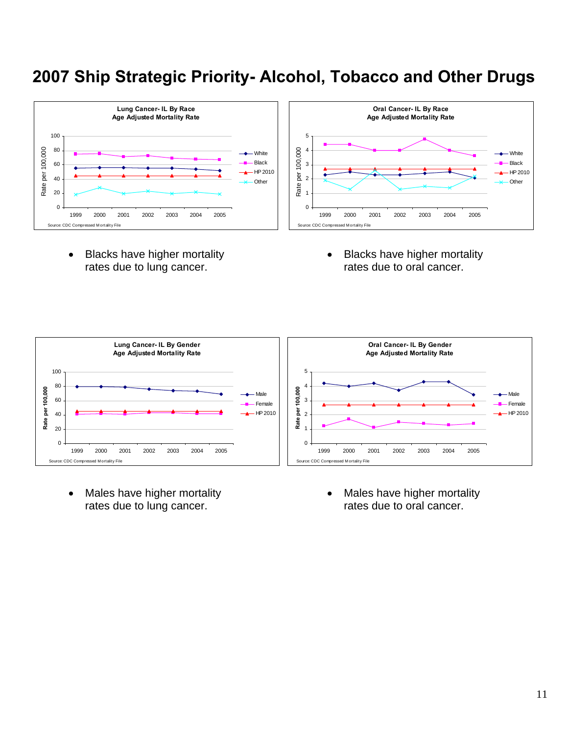# 2007 Ship Strategic Priority- Alcohol, Tobacco and Other Drugs

**Lung Cancer- IL By Race**
**Age Adjusted Mortality Rate**

Source: CDC Compressed Mortality File

- Blacks have higher mortality rates due to lung cancer.

**Oral Cancer- IL By Race**
**Age Adjusted Mortality Rate**

Source: CDC Compressed Mortality File

- Blacks have higher mortality rates due to oral cancer.

**Lung Cancer- IL By Gender**
**Age Adjusted Mortality Rate**

Source: CDC Compressed Mortality File

- Males have higher mortality rates due to lung cancer.

**Oral Cancer- IL By Gender**
**Age Adjusted Mortality Rate**

Source: CDC Compressed Mortality File

- Males have higher mortality rates due to oral cancer.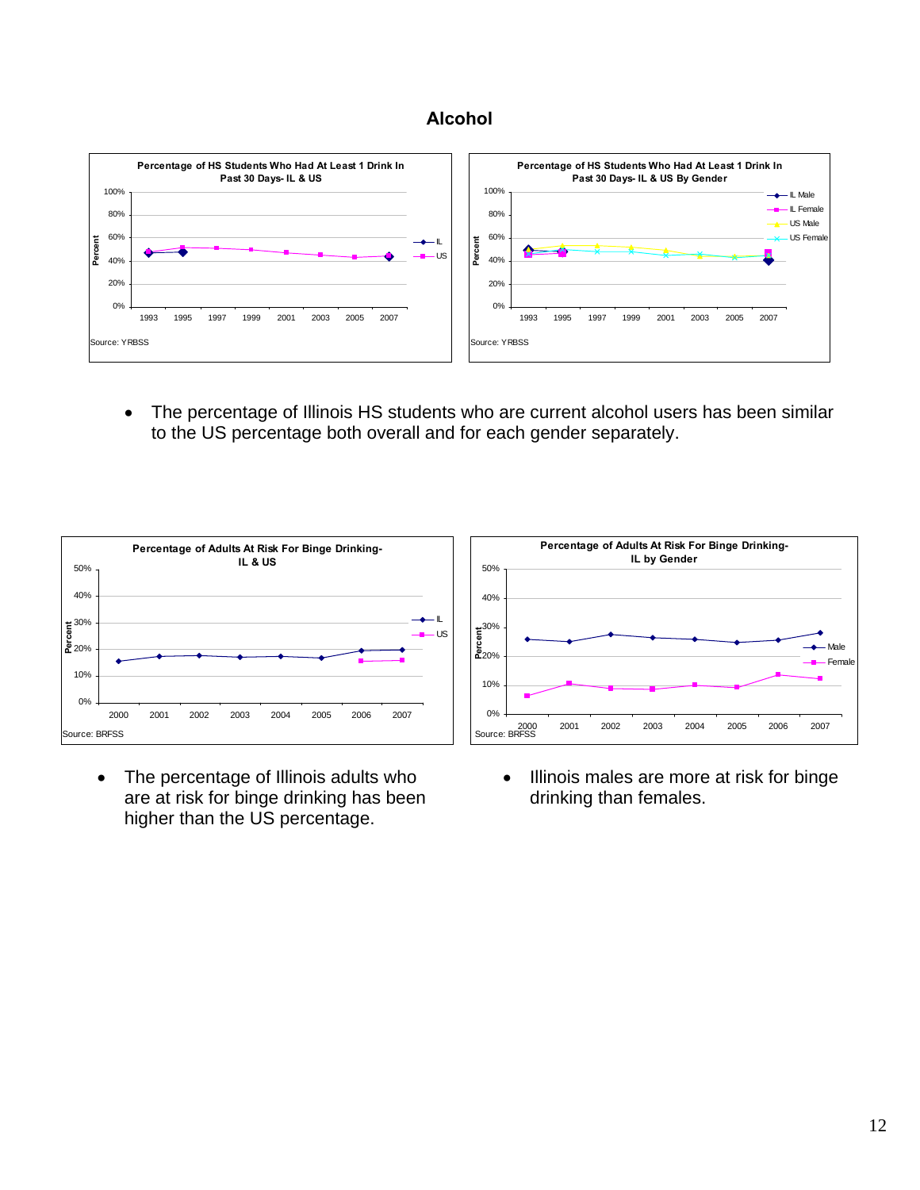# Alcohol

**Percentage of HS Students Who Had At Least 1 Drink In Past 30 Days- IL & US**

Source: YRBSS

**Percentage of HS Students Who Had At Least 1 Drink In Past 30 Days- IL & US By Gender**

Source: YRBSS

- The percentage of Illinois HS students who are current alcohol users has been similar to the US percentage both overall and for each gender separately.

**Percentage of Adults At Risk For Binge Drinking- IL & US**

Source: BRFSS

**Percentage of Adults At Risk For Binge Drinking- IL by Gender**

Source: BRFSS

- The percentage of Illinois adults who are at risk for binge drinking has been higher than the US percentage.
- Illinois males are more at risk for binge drinking than females.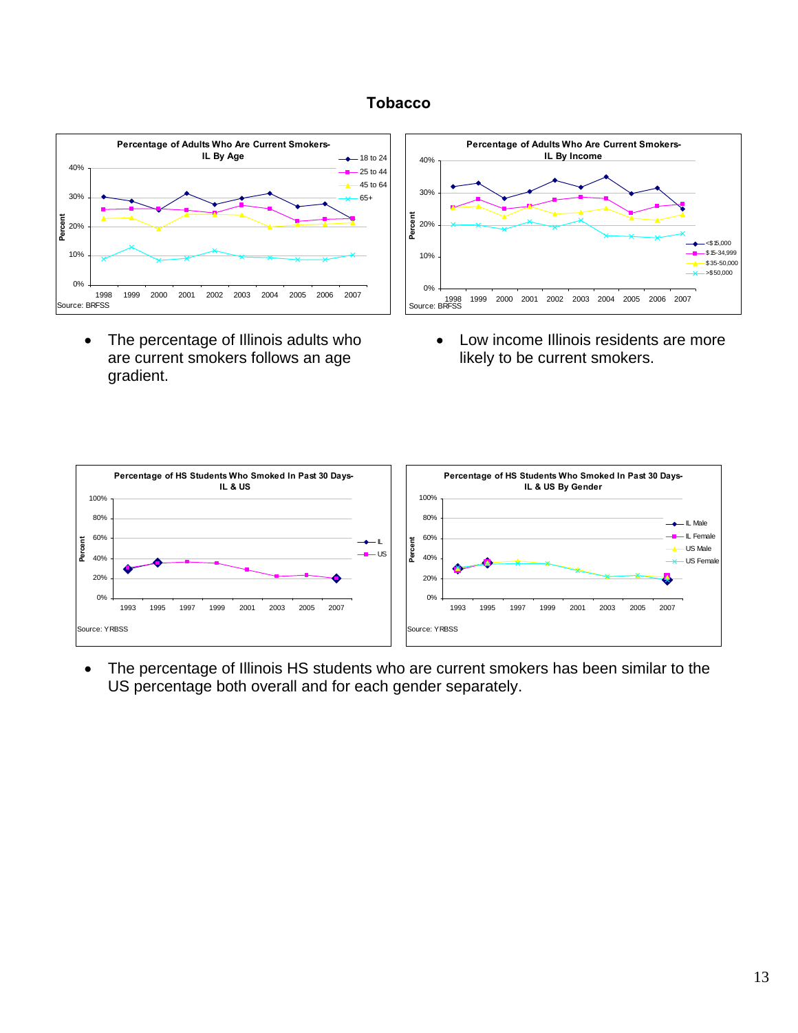# Tobacco

**Percentage of Adults Who Are Current Smokers- IL By Age**

Source: BRFSS

**Percentage of Adults Who Are Current Smokers- IL By Income**

Source: BRFSS

- The percentage of Illinois adults who are current smokers follows an age gradient.
- Low income Illinois residents are more likely to be current smokers.

**Percentage of HS Students Who Smoked In Past 30 Days- IL & US**

Source: YRBSS

**Percentage of HS Students Who Smoked In Past 30 Days- IL & US By Gender**

Source: YRBSS

- The percentage of Illinois HS students who are current smokers has been similar to the US percentage both overall and for each gender separately.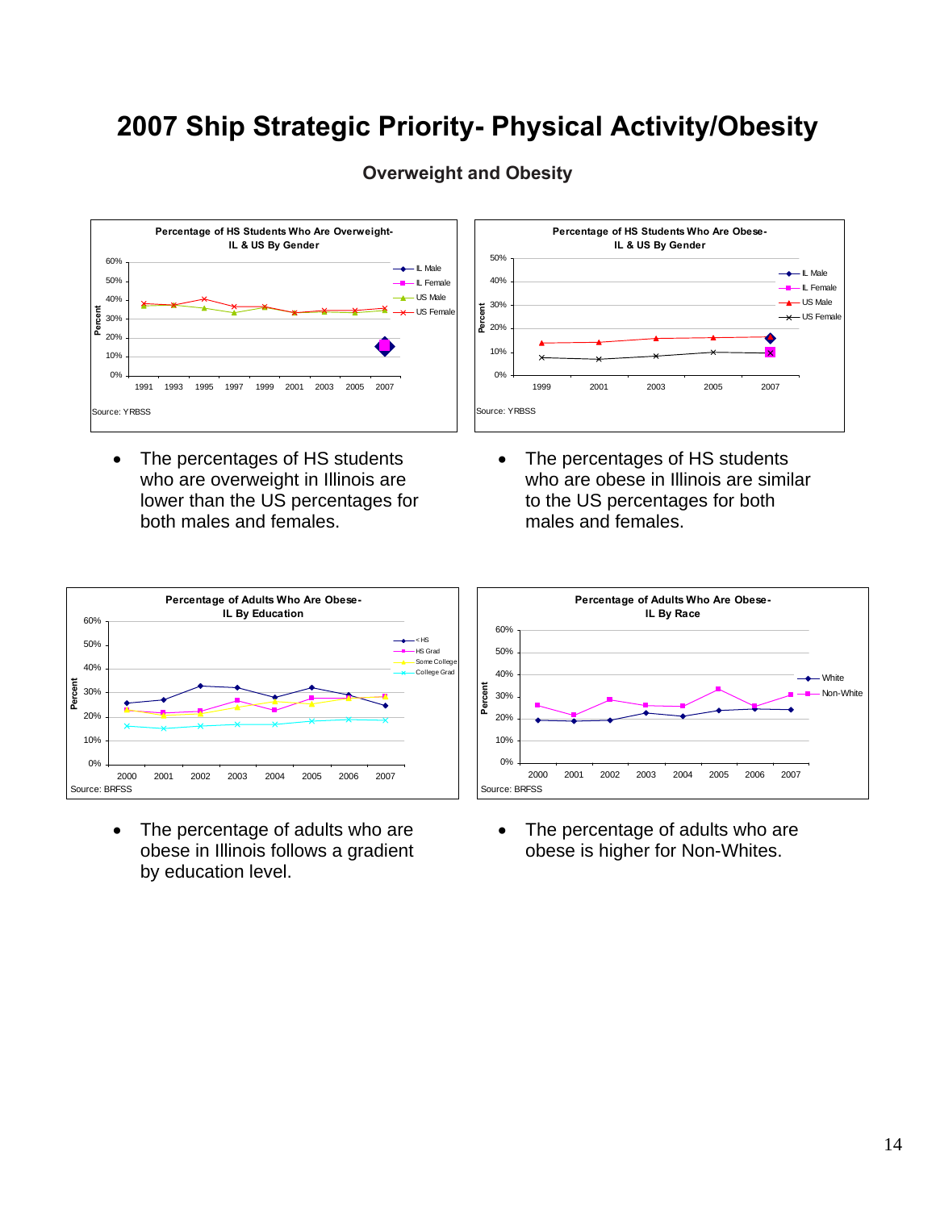# 2007 Ship Strategic Priority- Physical Activity/Obesity

## Overweight and Obesity

**Percentage of HS Students Who Are Overweight- IL & US By Gender**

Source: YRBSS

- The percentages of HS students who are overweight in Illinois are lower than the US percentages for both males and females.

**Percentage of HS Students Who Are Obese- IL & US By Gender**

Source: YRBSS

- The percentages of HS students who are obese in Illinois are similar to the US percentages for both males and females.

**Percentage of Adults Who Are Obese- IL By Education**

Source: BRFSS

- The percentage of adults who are obese in Illinois follows a gradient by education level.

**Percentage of Adults Who Are Obese- IL By Race**

Source: BRFSS

- The percentage of adults who are obese is higher for Non-Whites.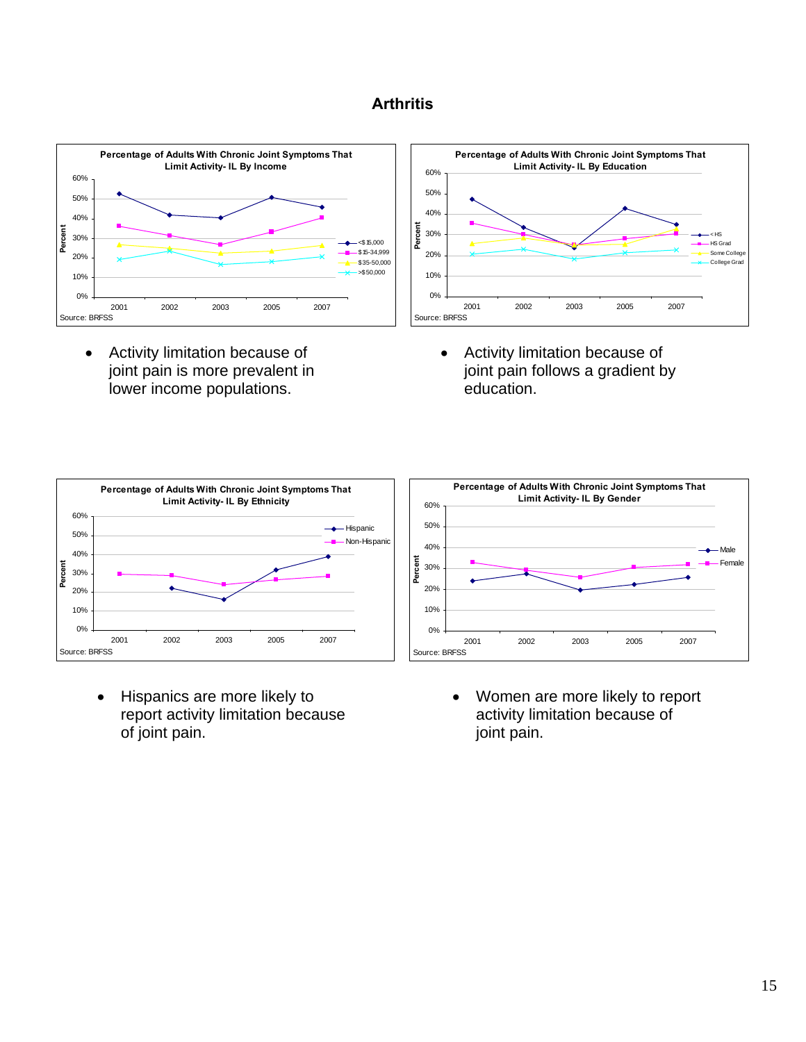# Arthritis

**Percentage of Adults With Chronic Joint Symptoms That Limit Activity- IL By Income**

Source: BRFSS

- Activity limitation because of joint pain is more prevalent in lower income populations.

**Percentage of Adults With Chronic Joint Symptoms That Limit Activity- IL By Education**

Source: BRFSS

- Activity limitation because of joint pain follows a gradient by education.

**Percentage of Adults With Chronic Joint Symptoms That Limit Activity- IL By Ethnicity**

Source: BRFSS

- Hispanics are more likely to report activity limitation because of joint pain.

**Percentage of Adults With Chronic Joint Symptoms That Limit Activity- IL By Gender**

Source: BRFSS

- Women are more likely to report activity limitation because of joint pain.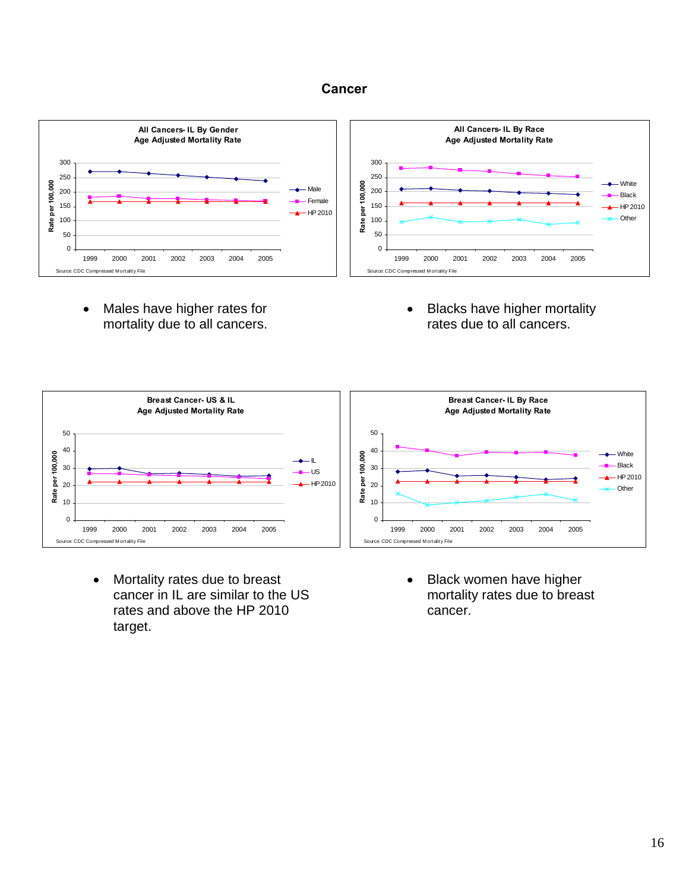# Cancer

**All Cancers- IL By Gender**
**Age Adjusted Mortality Rate**

Source: CDC Compressed Mortality File

- Males have higher rates for mortality due to all cancers.

**All Cancers- IL By Race**
**Age Adjusted Mortality Rate**

Source: CDC Compressed Mortality File

- Blacks have higher mortality rates due to all cancers.

**Breast Cancer- US & IL**
**Age Adjusted Mortality Rate**

Source: CDC Compressed Mortality File

- Mortality rates due to breast cancer in IL are similar to the US rates and above the HP 2010 target.

**Breast Cancer- IL By Race**
**Age Adjusted Mortality Rate**

Source: CDC Compressed Mortality File

- Black women have higher mortality rates due to breast cancer.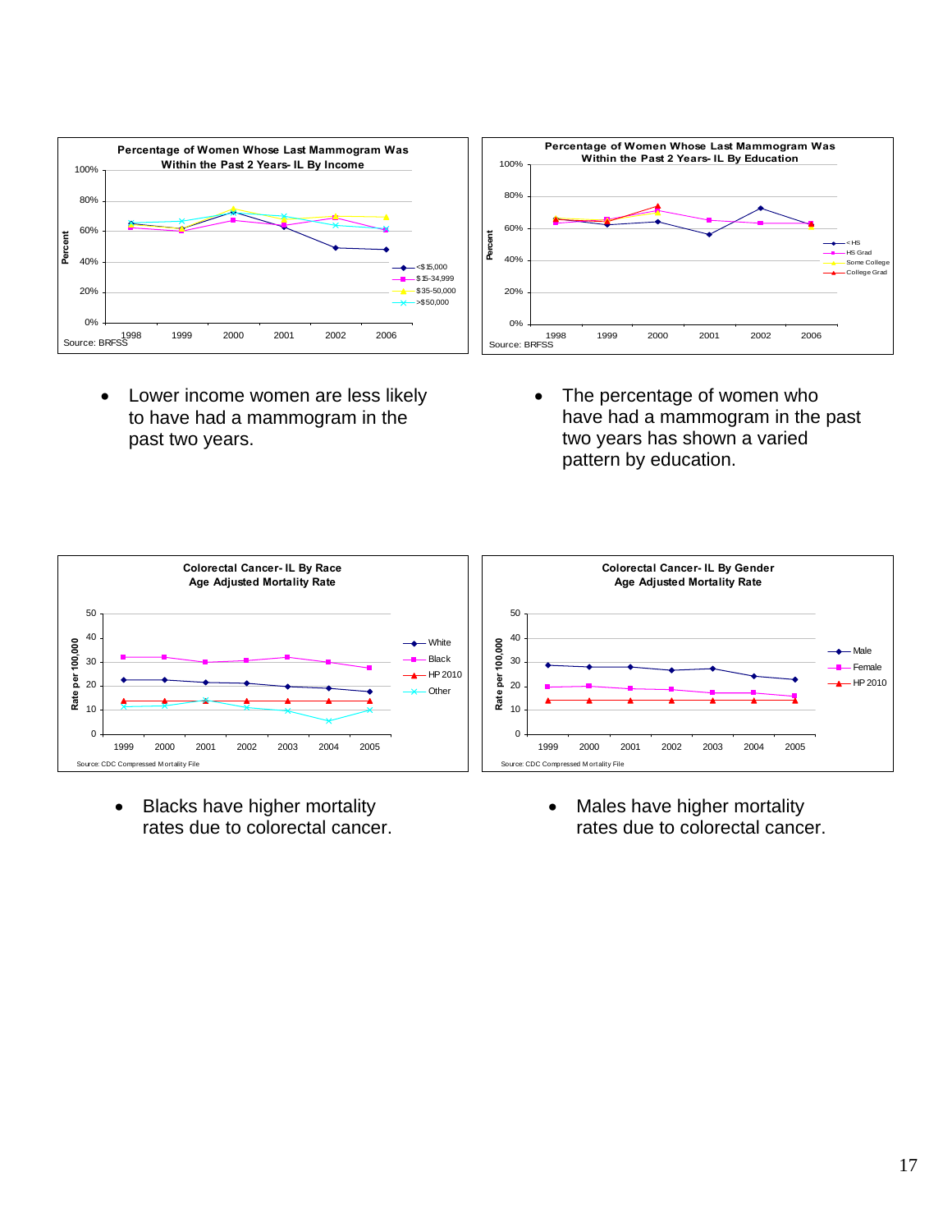**Percentage of Women Whose Last Mammogram Was Within the Past 2 Years- IL By Income**

Source: BRFSS

- Lower income women are less likely to have had a mammogram in the past two years.

**Percentage of Women Whose Last Mammogram Was Within the Past 2 Years- IL By Education**

Source: BRFSS

- The percentage of women who have had a mammogram in the past two years has shown a varied pattern by education.

**Colorectal Cancer- IL By Race Age Adjusted Mortality Rate**

Source: CDC Compressed Mortality File

- Blacks have higher mortality rates due to colorectal cancer.

**Colorectal Cancer- IL By Gender Age Adjusted Mortality Rate**

Source: CDC Compressed Mortality File

- Males have higher mortality rates due to colorectal cancer.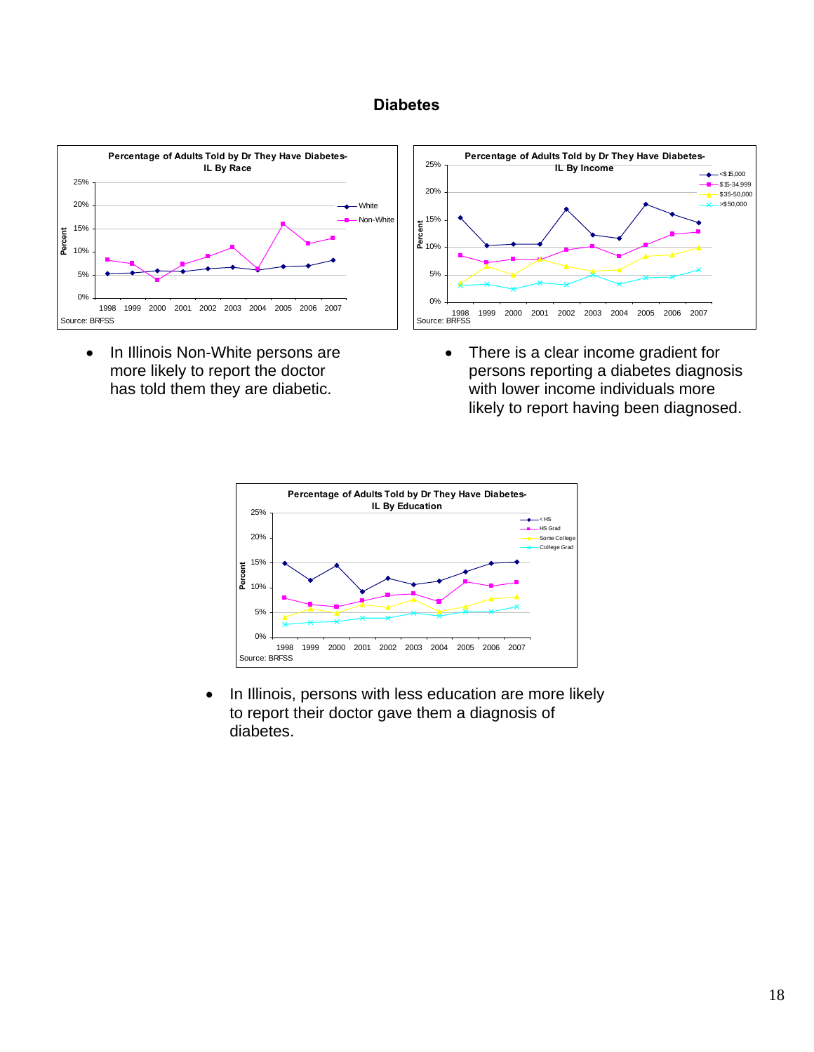# Diabetes

**Percentage of Adults Told by Dr They Have Diabetes-IL By Race**

Source: BRFSS

- In Illinois Non-White persons are more likely to report the doctor has told them they are diabetic.

**Percentage of Adults Told by Dr They Have Diabetes-IL By Income**

Source: BRFSS

- There is a clear income gradient for persons reporting a diabetes diagnosis with lower income individuals more likely to report having been diagnosed.

**Percentage of Adults Told by Dr They Have Diabetes-IL By Education**

Source: BRFSS

- In Illinois, persons with less education are more likely to report their doctor gave them a diagnosis of diabetes.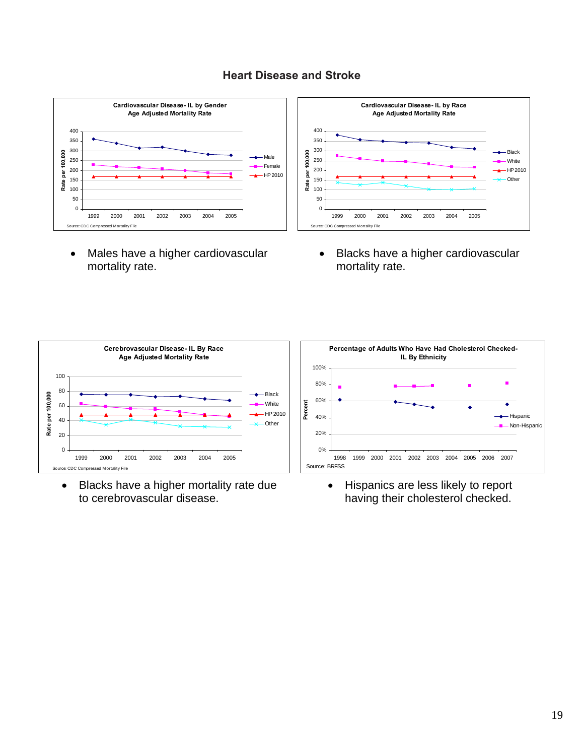# Heart Disease and Stroke

**Cardiovascular Disease- IL by Gender**
**Age Adjusted Mortality Rate**

Source: CDC Compressed Mortality File

- Males have a higher cardiovascular mortality rate.

**Cardiovascular Disease- IL by Race**
**Age Adjusted Mortality Rate**

Source: CDC Compressed Mortality File

- Blacks have a higher cardiovascular mortality rate.

**Cerebrovascular Disease- IL By Race**
**Age Adjusted Mortality Rate**

Source: CDC Compressed Mortality File

- Blacks have a higher mortality rate due to cerebrovascular disease.

**Percentage of Adults Who Have Had Cholesterol Checked- IL By Ethnicity**

Source: BRFSS

- Hispanics are less likely to report having their cholesterol checked.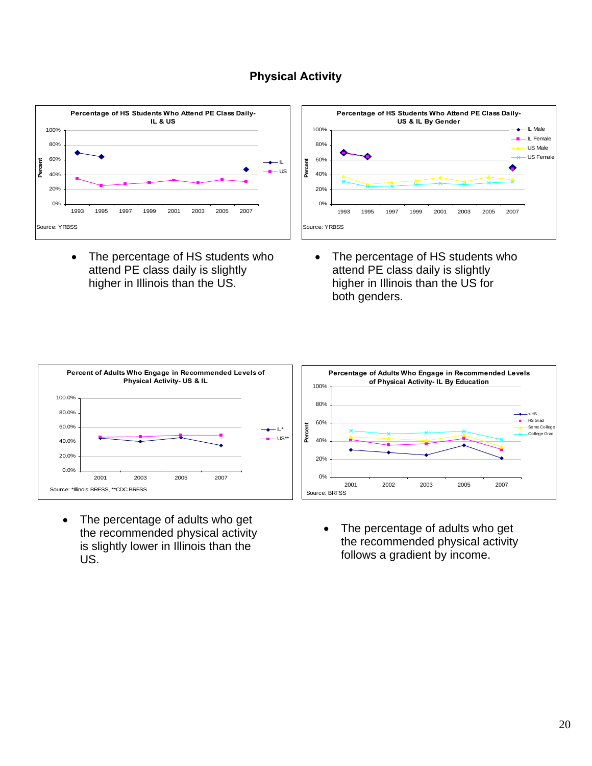# Physical Activity

**Percentage of HS Students Who Attend PE Class Daily- IL & US**

Source: YRBSS

- The percentage of HS students who attend PE class daily is slightly higher in Illinois than the US.

**Percentage of HS Students Who Attend PE Class Daily- US & IL By Gender**

Source: YRBSS

- The percentage of HS students who attend PE class daily is slightly higher in Illinois than the US for both genders.

**Percent of Adults Who Engage in Recommended Levels of Physical Activity- US & IL**

Source: *Illinois BRFSS, **CDC BRFSS

- The percentage of adults who get the recommended physical activity is slightly lower in Illinois than the US.

**Percentage of Adults Who Engage in Recommended Levels of Physical Activity- IL By Education**

Source: BRFSS

- The percentage of adults who get the recommended physical activity follows a gradient by income.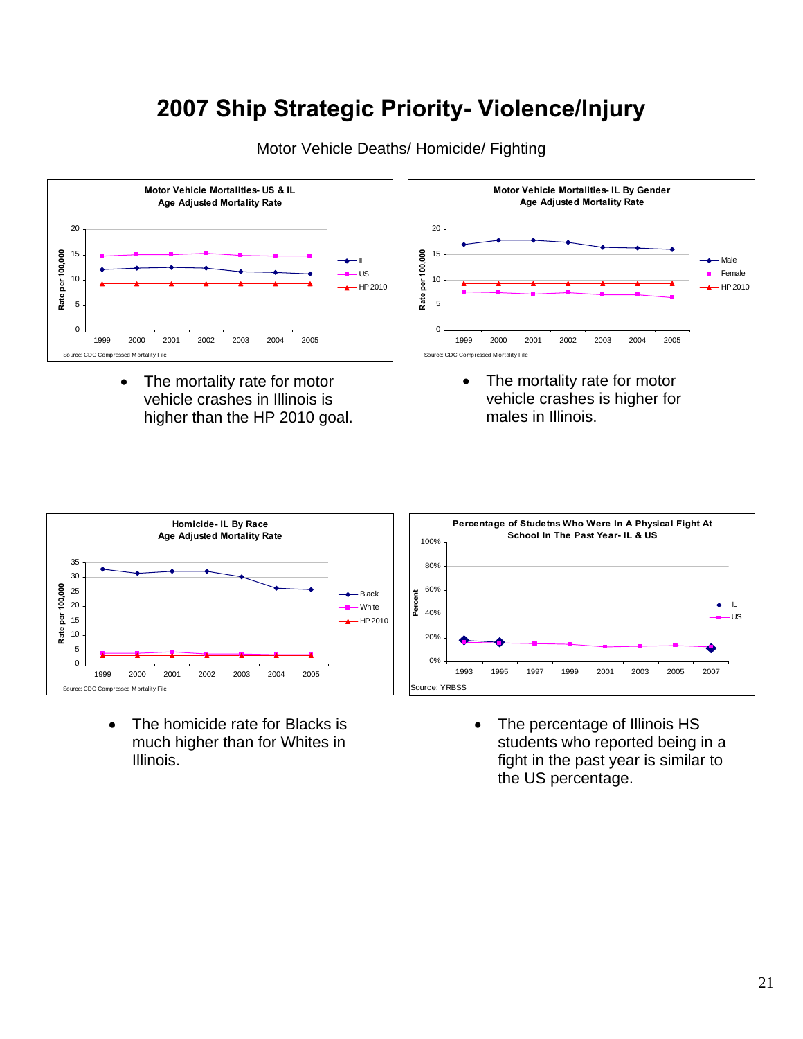# 2007 Ship Strategic Priority- Violence/Injury

Motor Vehicle Deaths/ Homicide/ Fighting

**Motor Vehicle Mortalities- US & IL**
**Age Adjusted Mortality Rate**

Source: CDC Compressed Mortality File

- The mortality rate for motor vehicle crashes in Illinois is higher than the HP 2010 goal.

**Motor Vehicle Mortalities- IL By Gender**
**Age Adjusted Mortality Rate**

Source: CDC Compressed Mortality File

- The mortality rate for motor vehicle crashes is higher for males in Illinois.

**Homicide- IL By Race**
**Age Adjusted Mortality Rate**

Source: CDC Compressed Mortality File

- The homicide rate for Blacks is much higher than for Whites in Illinois.

**Percentage of Studetns Who Were In A Physical Fight At School In The Past Year- IL & US**

Source: YRBSS

- The percentage of Illinois HS students who reported being in a fight in the past year is similar to the US percentage.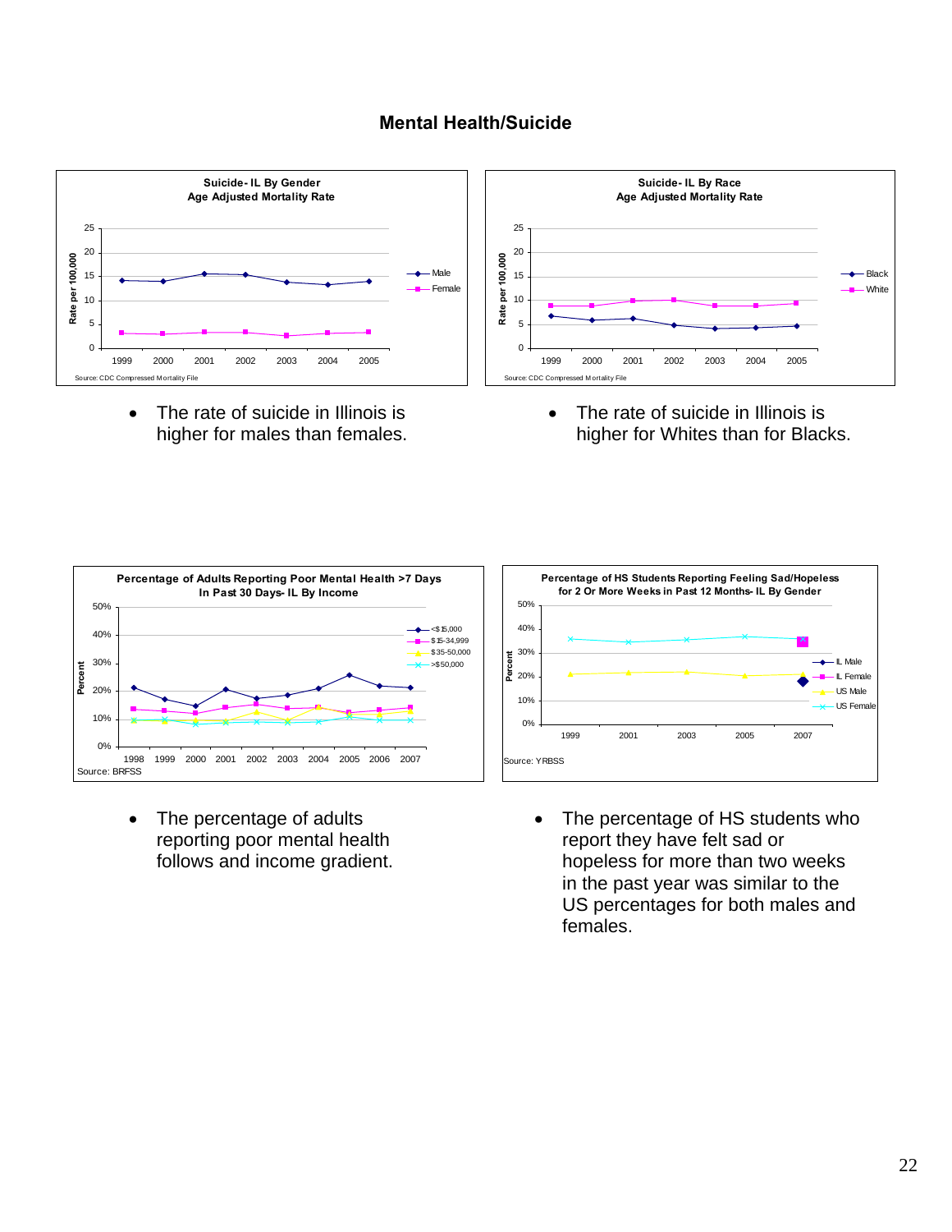## Mental Health/Suicide

**Suicide- IL By Gender**
**Age Adjusted Mortality Rate**

Source: CDC Compressed Mortality File

- The rate of suicide in Illinois is higher for males than females.

**Suicide- IL By Race**
**Age Adjusted Mortality Rate**

Source: CDC Compressed Mortality File

- The rate of suicide in Illinois is higher for Whites than for Blacks.

**Percentage of Adults Reporting Poor Mental Health >7 Days In Past 30 Days- IL By Income**

Source: BRFSS

- The percentage of adults reporting poor mental health follows and income gradient.

**Percentage of HS Students Reporting Feeling Sad/Hopeless for 2 Or More Weeks in Past 12 Months- IL By Gender**

Source: YRBSS

- The percentage of HS students who report they have felt sad or hopeless for more than two weeks in the past year was similar to the US percentages for both males and females.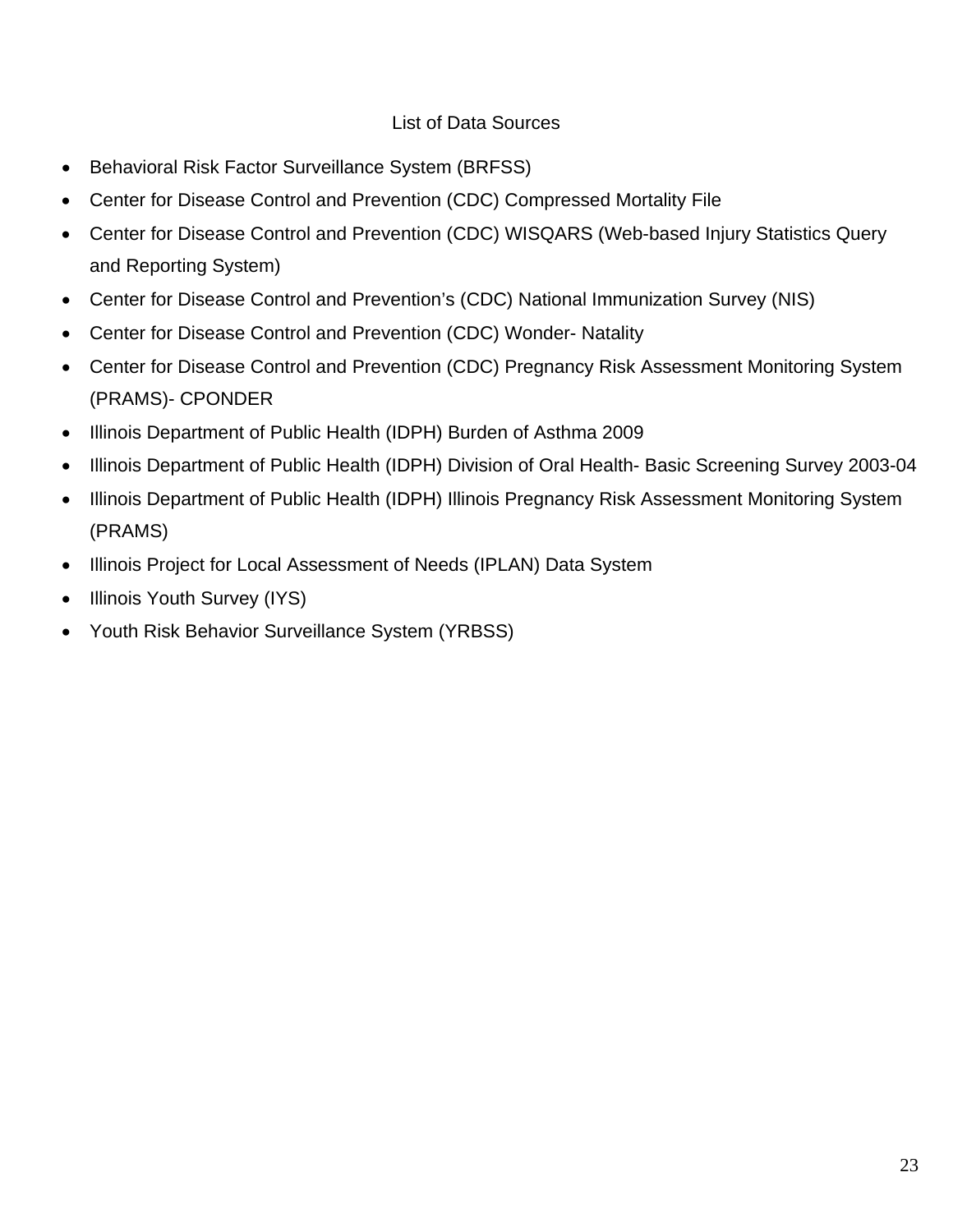## List of Data Sources

- Behavioral Risk Factor Surveillance System (BRFSS)
- Center for Disease Control and Prevention (CDC) Compressed Mortality File
- Center for Disease Control and Prevention (CDC) WISQARS (Web-based Injury Statistics Query and Reporting System)
- Center for Disease Control and Prevention's (CDC) National Immunization Survey (NIS)
- Center for Disease Control and Prevention (CDC) Wonder- Natality
- Center for Disease Control and Prevention (CDC) Pregnancy Risk Assessment Monitoring System (PRAMS)- CPONDER
- Illinois Department of Public Health (IDPH) Burden of Asthma 2009
- Illinois Department of Public Health (IDPH) Division of Oral Health- Basic Screening Survey 2003-04
- Illinois Department of Public Health (IDPH) Illinois Pregnancy Risk Assessment Monitoring System (PRAMS)
- Illinois Project for Local Assessment of Needs (IPLAN) Data System
- Illinois Youth Survey (IYS)
- Youth Risk Behavior Surveillance System (YRBSS)